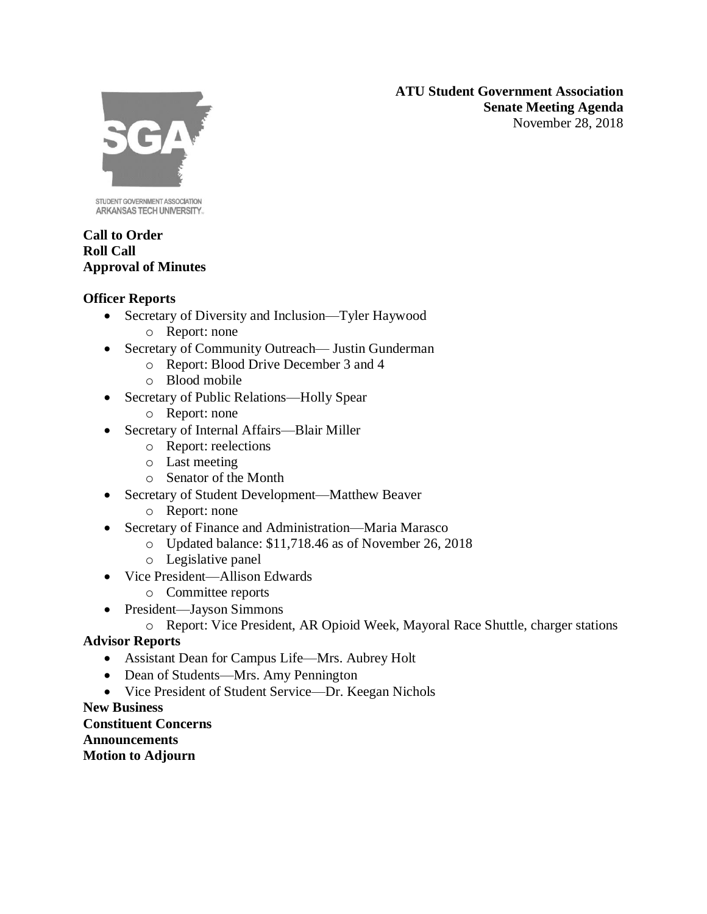**ATU Student Government Association**
**Senate Meeting Agenda**
November 28, 2018

STUDENT GOVERNMENT ASSOCIATION
ARKANSAS TECH UNIVERSITY

**Call to Order**
**Roll Call**
**Approval of Minutes**

**Officer Reports**

- Secretary of Diversity and Inclusion—Tyler Haywood
    - Report: none
- Secretary of Community Outreach— Justin Gunderman
    - Report: Blood Drive December 3 and 4
    - Blood mobile
- Secretary of Public Relations—Holly Spear
    - Report: none
- Secretary of Internal Affairs—Blair Miller
    - Report: reelections
    - Last meeting
    - Senator of the Month
- Secretary of Student Development—Matthew Beaver
    - Report: none
- Secretary of Finance and Administration—Maria Marasco
    - Updated balance: $11,718.46 as of November 26, 2018
    - Legislative panel
- Vice President—Allison Edwards
    - Committee reports
- President—Jayson Simmons
    - Report: Vice President, AR Opioid Week, Mayoral Race Shuttle, charger stations

**Advisor Reports**

- Assistant Dean for Campus Life—Mrs. Aubrey Holt
- Dean of Students—Mrs. Amy Pennington
- Vice President of Student Service—Dr. Keegan Nichols

**New Business**
**Constituent Concerns**
**Announcements**
**Motion to Adjourn**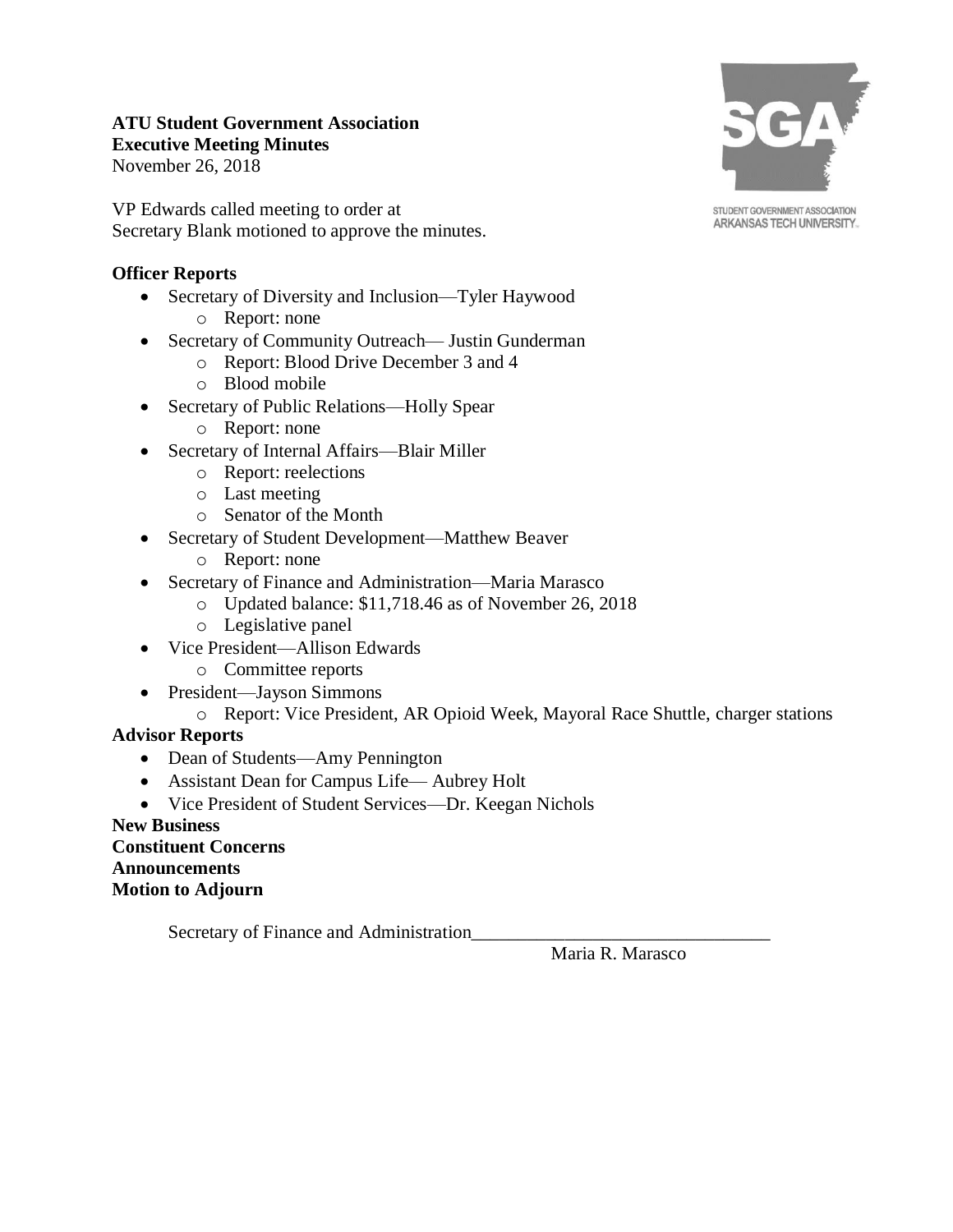**ATU Student Government Association**
**Executive Meeting Minutes**
November 26, 2018

VP Edwards called meeting to order at
Secretary Blank motioned to approve the minutes.

**Officer Reports**

- Secretary of Diversity and Inclusion—Tyler Haywood
    - Report: none
- Secretary of Community Outreach— Justin Gunderman
    - Report: Blood Drive December 3 and 4
    - Blood mobile
- Secretary of Public Relations—Holly Spear
    - Report: none
- Secretary of Internal Affairs—Blair Miller
    - Report: reelections
    - Last meeting
    - Senator of the Month
- Secretary of Student Development—Matthew Beaver
    - Report: none
- Secretary of Finance and Administration—Maria Marasco
    - Updated balance: $11,718.46 as of November 26, 2018
    - Legislative panel
- Vice President—Allison Edwards
    - Committee reports
- President—Jayson Simmons
    - Report: Vice President, AR Opioid Week, Mayoral Race Shuttle, charger stations

**Advisor Reports**

- Dean of Students—Amy Pennington
- Assistant Dean for Campus Life— Aubrey Holt
- Vice President of Student Services—Dr. Keegan Nichols

**New Business**

**Constituent Concerns**

**Announcements**

**Motion to Adjourn**

Secretary of Finance and Administration_______________________________

Maria R. Marasco